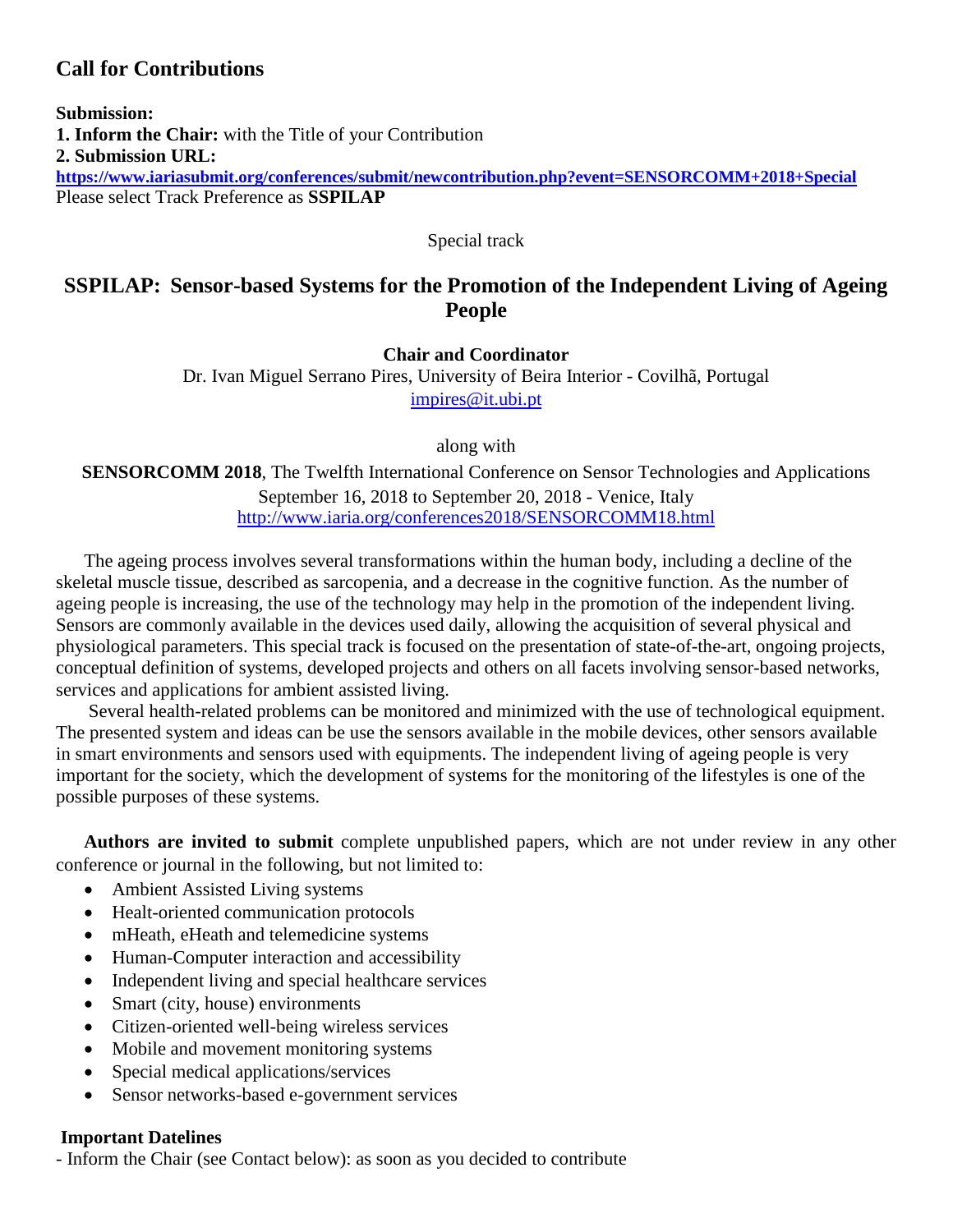## Call for Contributions

**Submission:**

**1. Inform the Chair:** with the Title of your Contribution

**2. Submission URL:**

**https://www.iariasubmit.org/conferences/submit/newcontribution.php?event=SENSORCOMM+2018+Special**

Please select Track Preference as **SSPILAP**

Special track

## SSPILAP: Sensor-based Systems for the Promotion of the Independent Living of Ageing People

**Chair and Coordinator**

Dr. Ivan Miguel Serrano Pires, University of Beira Interior - Covilhã, Portugal

impires@it.ubi.pt

along with

**SENSORCOMM 2018**, The Twelfth International Conference on Sensor Technologies and Applications

September 16, 2018 to September 20, 2018 - Venice, Italy

http://www.iaria.org/conferences2018/SENSORCOMM18.html

The ageing process involves several transformations within the human body, including a decline of the skeletal muscle tissue, described as sarcopenia, and a decrease in the cognitive function. As the number of ageing people is increasing, the use of the technology may help in the promotion of the independent living. Sensors are commonly available in the devices used daily, allowing the acquisition of several physical and physiological parameters. This special track is focused on the presentation of state-of-the-art, ongoing projects, conceptual definition of systems, developed projects and others on all facets involving sensor-based networks, services and applications for ambient assisted living.

Several health-related problems can be monitored and minimized with the use of technological equipment. The presented system and ideas can be use the sensors available in the mobile devices, other sensors available in smart environments and sensors used with equipments. The independent living of ageing people is very important for the society, which the development of systems for the monitoring of the lifestyles is one of the possible purposes of these systems.

**Authors are invited to submit** complete unpublished papers, which are not under review in any other conference or journal in the following, but not limited to:

- Ambient Assisted Living systems
- Healt-oriented communication protocols
- mHeath, eHeath and telemedicine systems
- Human-Computer interaction and accessibility
- Independent living and special healthcare services
- Smart (city, house) environments
- Citizen-oriented well-being wireless services
- Mobile and movement monitoring systems
- Special medical applications/services
- Sensor networks-based e-government services

**Important Datelines**

- Inform the Chair (see Contact below): as soon as you decided to contribute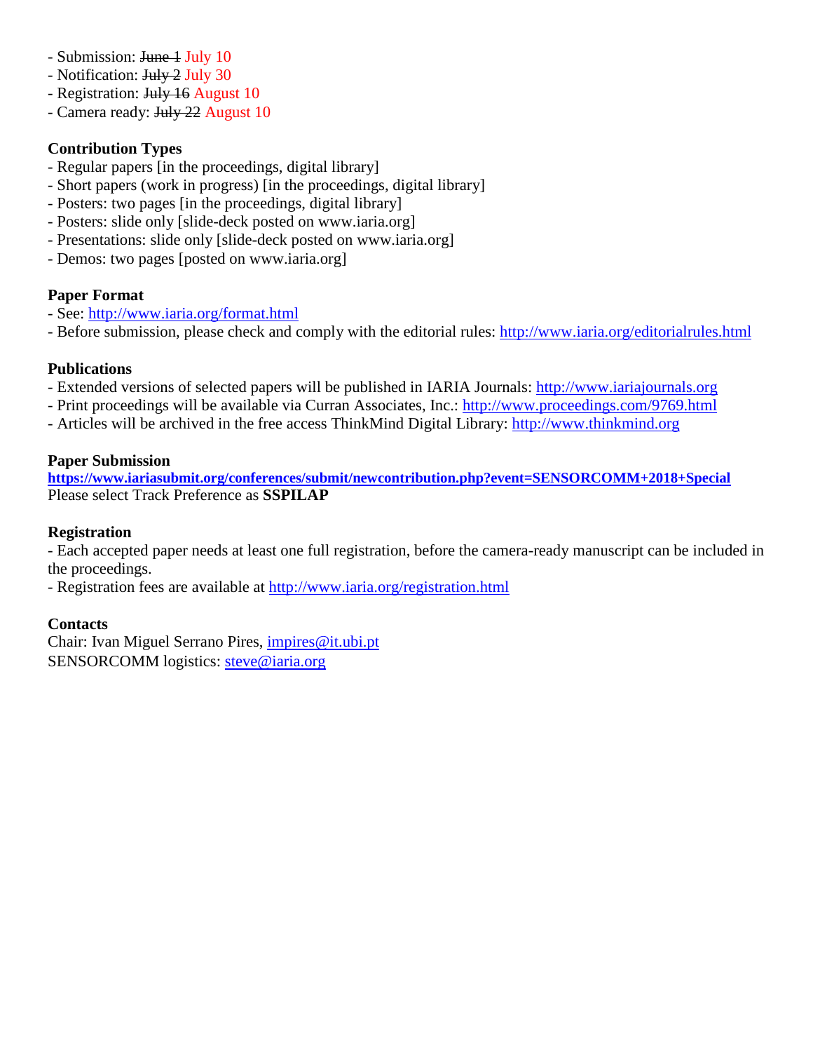- Submission: ~~June 1~~ July 10
- Notification: ~~July 2~~ July 30
- Registration: ~~July 16~~ August 10
- Camera ready: ~~July 22~~ August 10

**Contribution Types**

- Regular papers [in the proceedings, digital library]
- Short papers (work in progress) [in the proceedings, digital library]
- Posters: two pages [in the proceedings, digital library]
- Posters: slide only [slide-deck posted on www.iaria.org]
- Presentations: slide only [slide-deck posted on www.iaria.org]
- Demos: two pages [posted on www.iaria.org]

**Paper Format**

- See: http://www.iaria.org/format.html
- Before submission, please check and comply with the editorial rules: http://www.iaria.org/editorialrules.html

**Publications**

- Extended versions of selected papers will be published in IARIA Journals: http://www.iariajournals.org
- Print proceedings will be available via Curran Associates, Inc.: http://www.proceedings.com/9769.html
- Articles will be archived in the free access ThinkMind Digital Library: http://www.thinkmind.org

**Paper Submission**

**https://www.iariasubmit.org/conferences/submit/newcontribution.php?event=SENSORCOMM+2018+Special**
Please select Track Preference as **SSPILAP**

**Registration**

- Each accepted paper needs at least one full registration, before the camera-ready manuscript can be included in the proceedings.
- Registration fees are available at http://www.iaria.org/registration.html

**Contacts**

Chair: Ivan Miguel Serrano Pires, impires@it.ubi.pt
SENSORCOMM logistics: steve@iaria.org